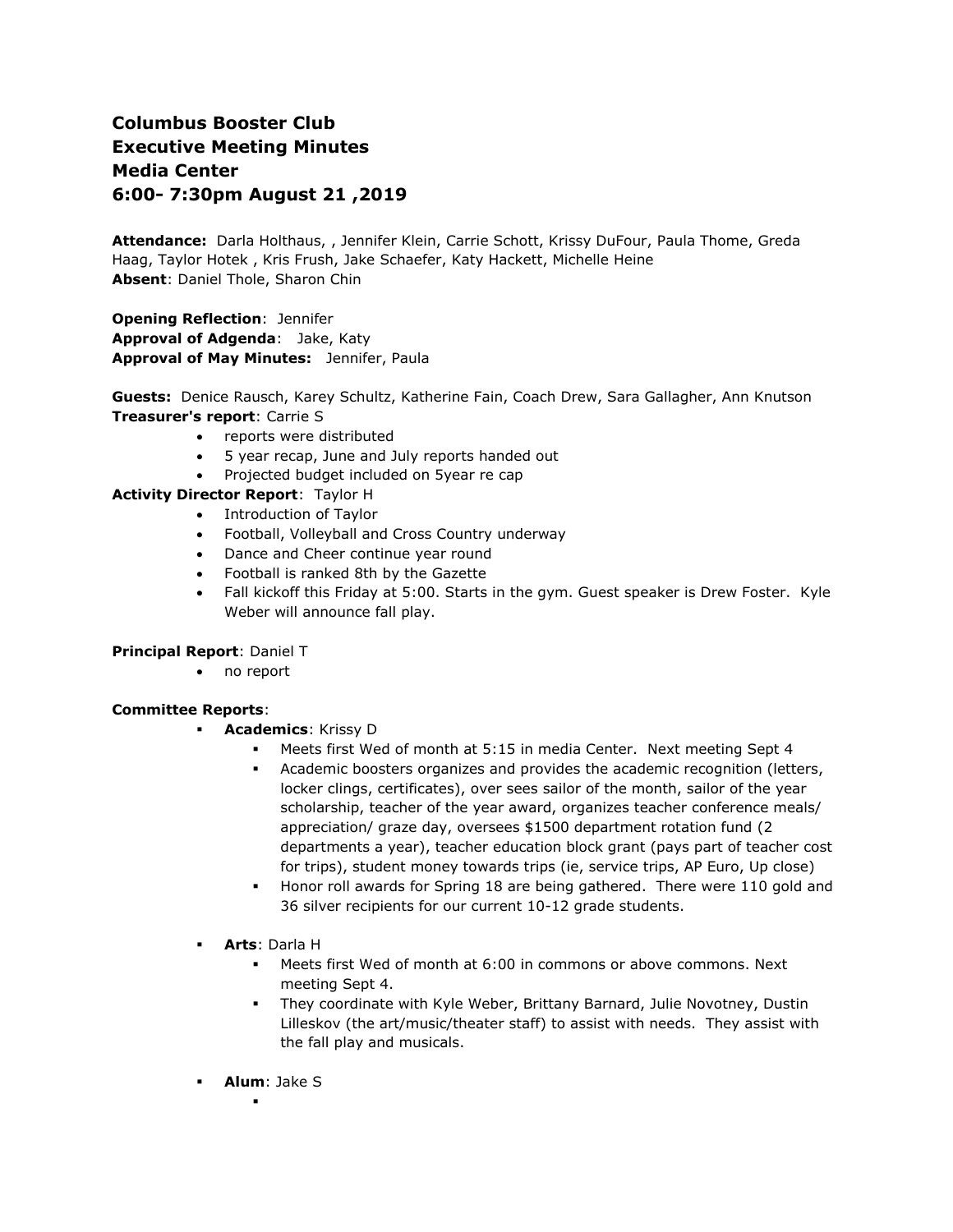**Columbus Booster Club**
**Executive Meeting Minutes**
**Media Center**
**6:00- 7:30pm August 21 ,2019**

**Attendance:** Darla Holthaus, , Jennifer Klein, Carrie Schott, Krissy DuFour, Paula Thome, Greda Haag, Taylor Hotek , Kris Frush, Jake Schaefer, Katy Hackett, Michelle Heine
**Absent**: Daniel Thole, Sharon Chin

**Opening Reflection**: Jennifer
**Approval of Adgenda**: Jake, Katy
**Approval of May Minutes:** Jennifer, Paula

**Guests:** Denice Rausch, Karey Schultz, Katherine Fain, Coach Drew, Sara Gallagher, Ann Knutson
**Treasurer's report**: Carrie S

- reports were distributed
- 5 year recap, June and July reports handed out
- Projected budget included on 5year re cap

**Activity Director Report**: Taylor H

- Introduction of Taylor
- Football, Volleyball and Cross Country underway
- Dance and Cheer continue year round
- Football is ranked 8th by the Gazette
- Fall kickoff this Friday at 5:00. Starts in the gym. Guest speaker is Drew Foster. Kyle Weber will announce fall play.

**Principal Report**: Daniel T

- no report

**Committee Reports**:

- **Academics**: Krissy D
  - Meets first Wed of month at 5:15 in media Center. Next meeting Sept 4
  - Academic boosters organizes and provides the academic recognition (letters, locker clings, certificates), over sees sailor of the month, sailor of the year scholarship, teacher of the year award, organizes teacher conference meals/ appreciation/ graze day, oversees $1500 department rotation fund (2 departments a year), teacher education block grant (pays part of teacher cost for trips), student money towards trips (ie, service trips, AP Euro, Up close)
  - Honor roll awards for Spring 18 are being gathered. There were 110 gold and 36 silver recipients for our current 10-12 grade students.
- **Arts**: Darla H
  - Meets first Wed of month at 6:00 in commons or above commons. Next meeting Sept 4.
  - They coordinate with Kyle Weber, Brittany Barnard, Julie Novotney, Dustin Lilleskov (the art/music/theater staff) to assist with needs. They assist with the fall play and musicals.
- **Alum**: Jake S
  -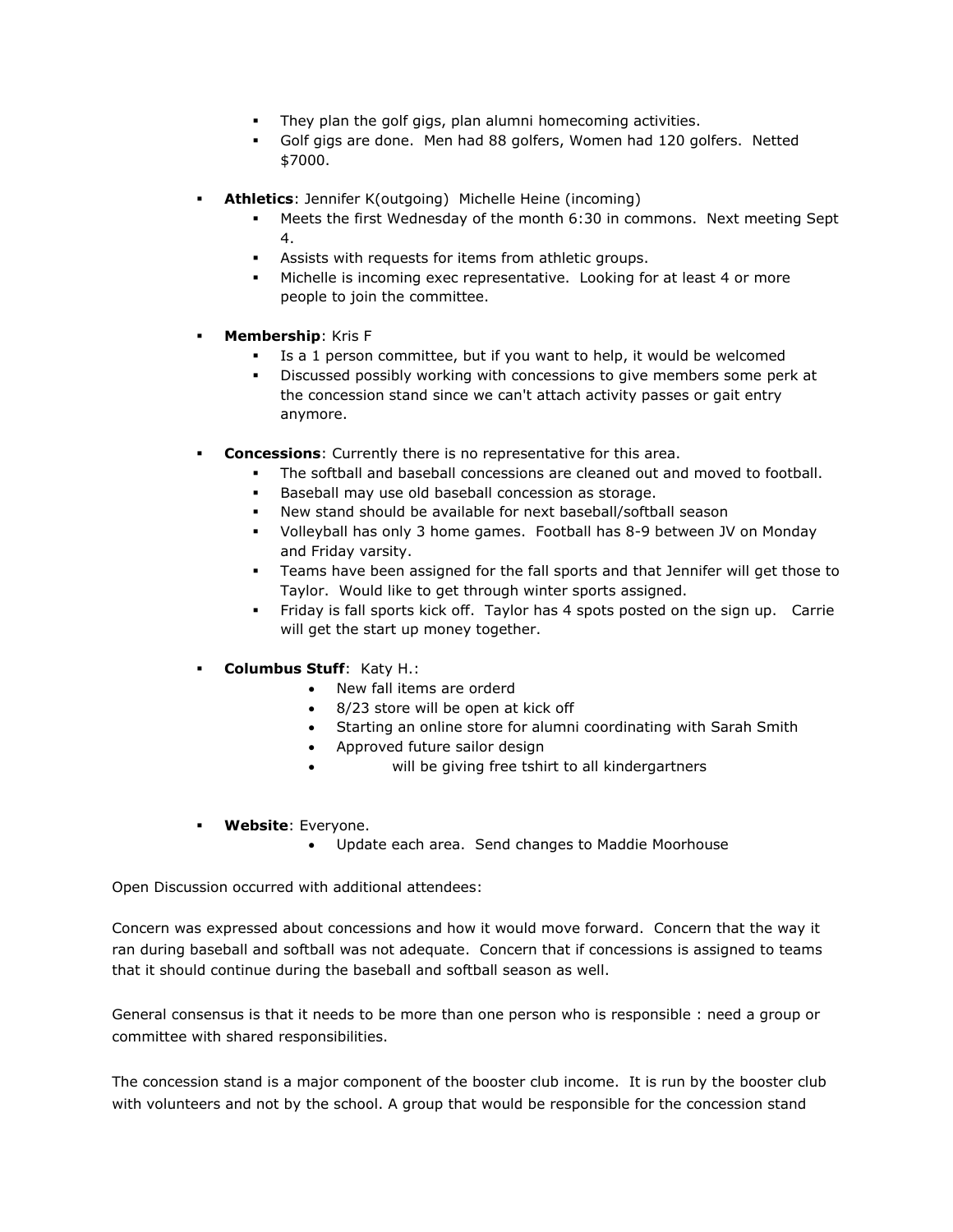- They plan the golf gigs, plan alumni homecoming activities.
  - Golf gigs are done. Men had 88 golfers, Women had 120 golfers. Netted $7000.

- **Athletics**: Jennifer K(outgoing) Michelle Heine (incoming)
  - Meets the first Wednesday of the month 6:30 in commons. Next meeting Sept 4.
  - Assists with requests for items from athletic groups.
  - Michelle is incoming exec representative. Looking for at least 4 or more people to join the committee.

- **Membership**: Kris F
  - Is a 1 person committee, but if you want to help, it would be welcomed
  - Discussed possibly working with concessions to give members some perk at the concession stand since we can't attach activity passes or gait entry anymore.

- **Concessions**: Currently there is no representative for this area.
  - The softball and baseball concessions are cleaned out and moved to football.
  - Baseball may use old baseball concession as storage.
  - New stand should be available for next baseball/softball season
  - Volleyball has only 3 home games. Football has 8-9 between JV on Monday and Friday varsity.
  - Teams have been assigned for the fall sports and that Jennifer will get those to Taylor. Would like to get through winter sports assigned.
  - Friday is fall sports kick off. Taylor has 4 spots posted on the sign up. Carrie will get the start up money together.

- **Columbus Stuff**: Katy H.:
  - New fall items are orderd
  - 8/23 store will be open at kick off
  - Starting an online store for alumni coordinating with Sarah Smith
  - Approved future sailor design
  - will be giving free tshirt to all kindergartners

- **Website**: Everyone.
  - Update each area. Send changes to Maddie Moorhouse

Open Discussion occurred with additional attendees:

Concern was expressed about concessions and how it would move forward. Concern that the way it ran during baseball and softball was not adequate. Concern that if concessions is assigned to teams that it should continue during the baseball and softball season as well.

General consensus is that it needs to be more than one person who is responsible : need a group or committee with shared responsibilities.

The concession stand is a major component of the booster club income. It is run by the booster club with volunteers and not by the school. A group that would be responsible for the concession stand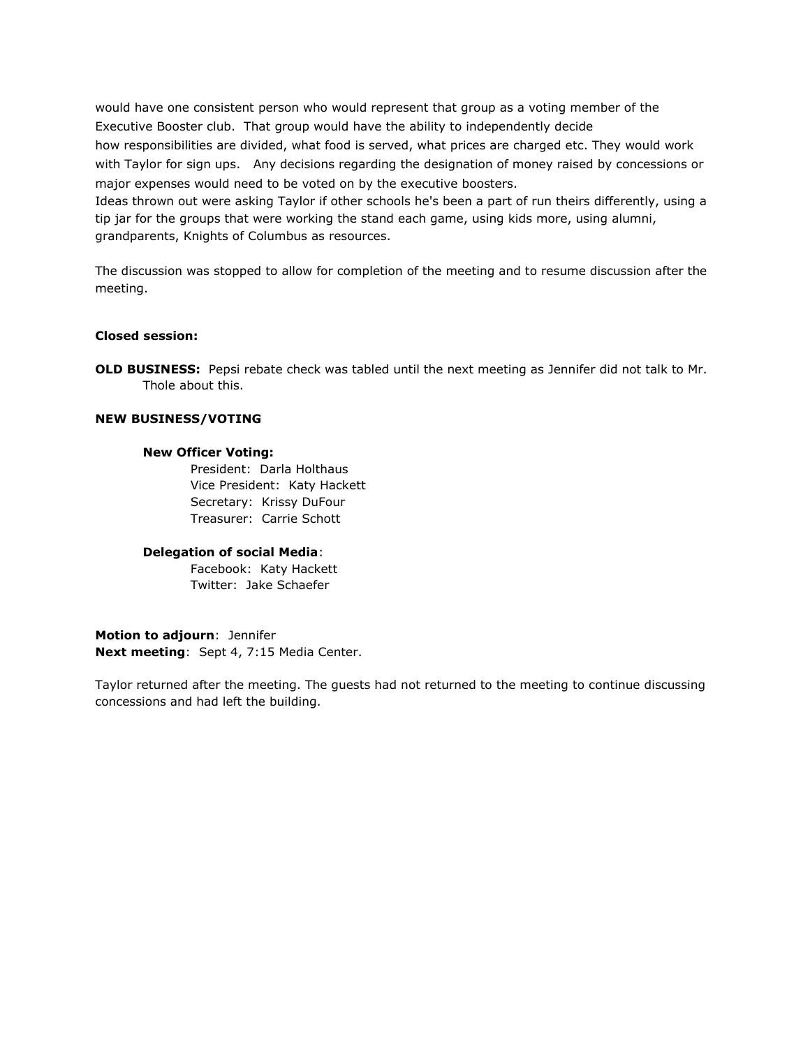would have one consistent person who would represent that group as a voting member of the Executive Booster club. That group would have the ability to independently decide how responsibilities are divided, what food is served, what prices are charged etc. They would work with Taylor for sign ups. Any decisions regarding the designation of money raised by concessions or major expenses would need to be voted on by the executive boosters.
Ideas thrown out were asking Taylor if other schools he's been a part of run theirs differently, using a tip jar for the groups that were working the stand each game, using kids more, using alumni, grandparents, Knights of Columbus as resources.

The discussion was stopped to allow for completion of the meeting and to resume discussion after the meeting.

**Closed session:**

**OLD BUSINESS:** Pepsi rebate check was tabled until the next meeting as Jennifer did not talk to Mr. Thole about this.

**NEW BUSINESS/VOTING**

**New Officer Voting:**

President: Darla Holthaus
Vice President: Katy Hackett
Secretary: Krissy DuFour
Treasurer: Carrie Schott

**Delegation of social Media**:

Facebook: Katy Hackett
Twitter: Jake Schaefer

**Motion to adjourn**: Jennifer
**Next meeting**: Sept 4, 7:15 Media Center.

Taylor returned after the meeting. The guests had not returned to the meeting to continue discussing concessions and had left the building.